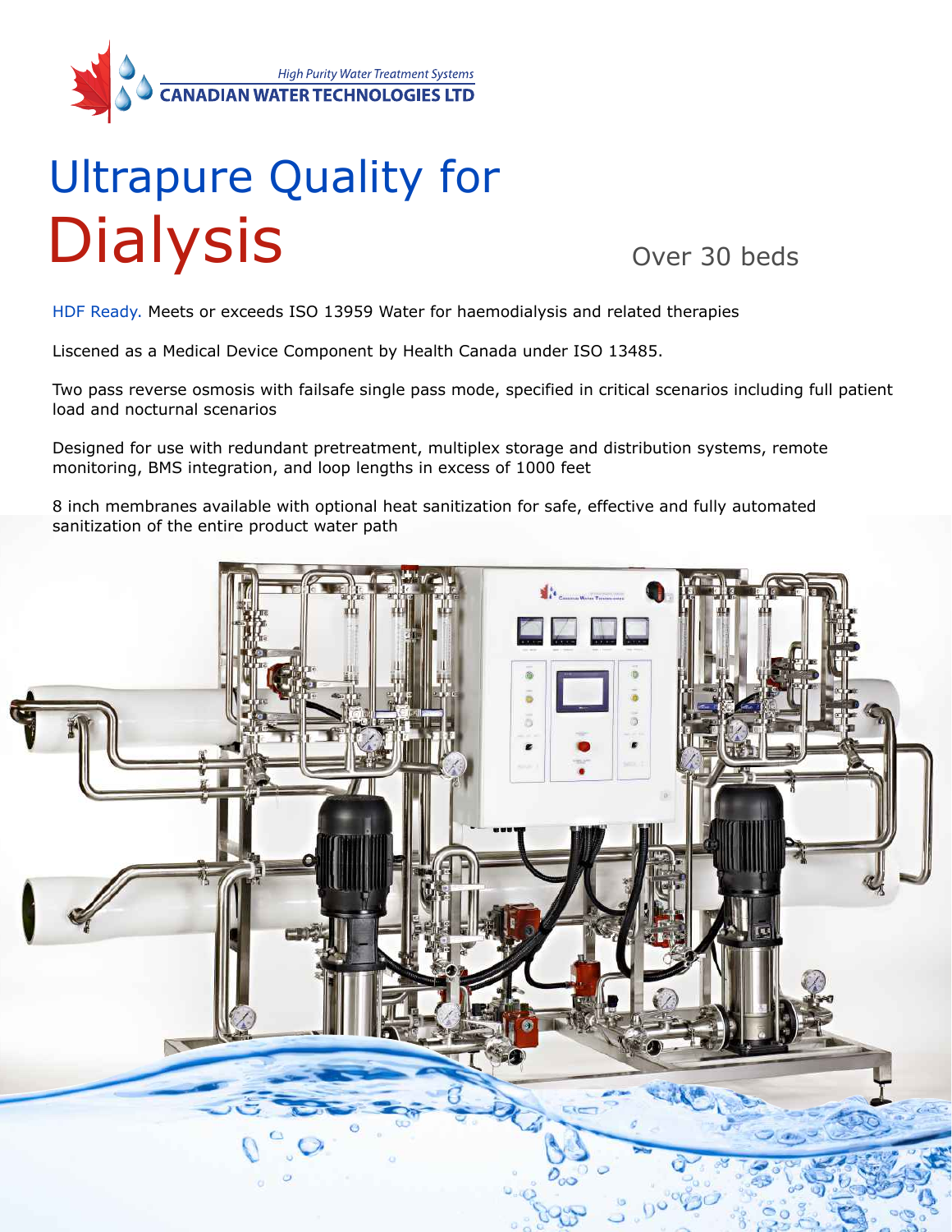High Purity Water Treatment Systems

**CANADIAN WATER TECHNOLOGIES LTD**

# Ultrapure Quality for Dialysis

Over 30 beds

HDF Ready. Meets or exceeds ISO 13959 Water for haemodialysis and related therapies

Liscened as a Medical Device Component by Health Canada under ISO 13485.

Two pass reverse osmosis with failsafe single pass mode, specified in critical scenarios including full patient load and nocturnal scenarios

Designed for use with redundant pretreatment, multiplex storage and distribution systems, remote monitoring, BMS integration, and loop lengths in excess of 1000 feet

8 inch membranes available with optional heat sanitization for safe, effective and fully automated sanitization of the entire product water path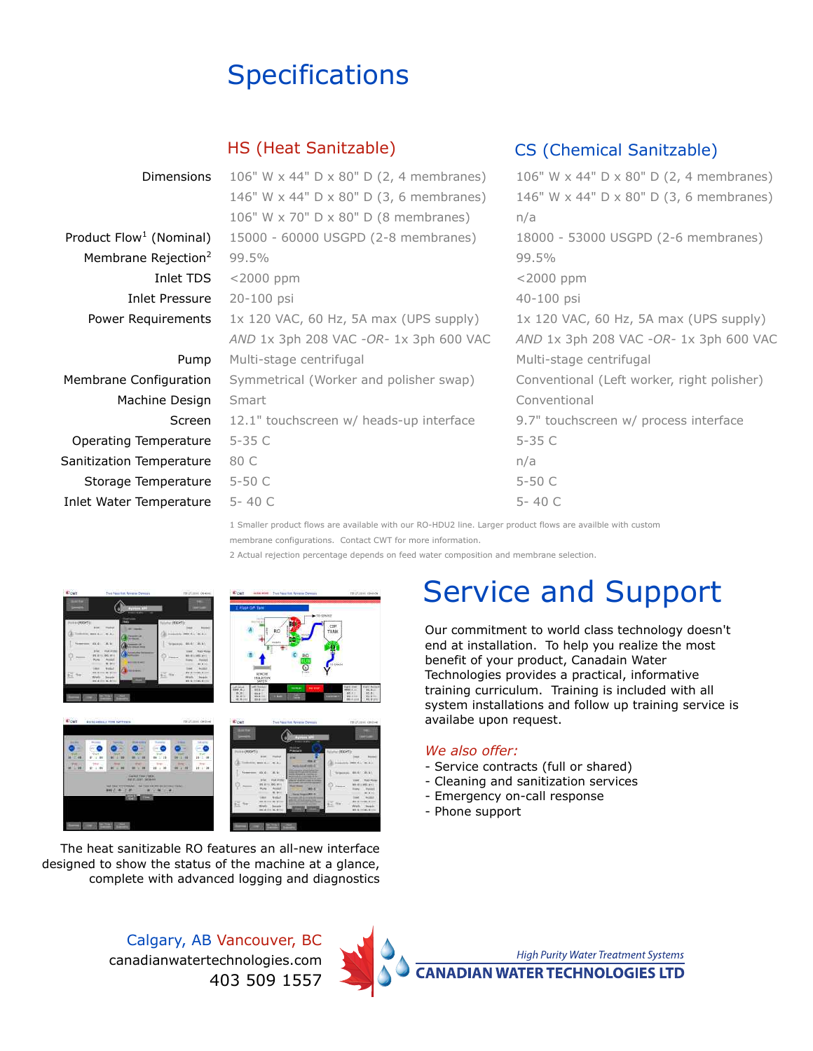# Specifications

| | HS (Heat Sanitzable) | CS (Chemical Sanitzable) |
|---|---|---|
| Dimensions | 106" W x 44" D x 80" D (2, 4 membranes)<br>146" W x 44" D x 80" D (3, 6 membranes)<br>106" W x 70" D x 80" D (8 membranes) | 106" W x 44" D x 80" D (2, 4 membranes)<br>146" W x 44" D x 80" D (3, 6 membranes)<br>n/a |
| Product Flow[1] (Nominal) | 15000 - 60000 USGPD (2-8 membranes) | 18000 - 53000 USGPD (2-6 membranes) |
| Membrane Rejection[2] | 99.5% | 99.5% |
| Inlet TDS | <2000 ppm | <2000 ppm |
| Inlet Pressure | 20-100 psi | 40-100 psi |
| Power Requirements | 1x 120 VAC, 60 Hz, 5A max (UPS supply)<br>*AND* 1x 3ph 208 VAC *-OR-* 1x 3ph 600 VAC | 1x 120 VAC, 60 Hz, 5A max (UPS supply)<br>*AND* 1x 3ph 208 VAC *-OR-* 1x 3ph 600 VAC |
| Pump | Multi-stage centrifugal | Multi-stage centrifugal |
| Membrane Configuration | Symmetrical (Worker and polisher swap) | Conventional (Left worker, right polisher) |
| Machine Design | Smart | Conventional |
| Screen | 12.1" touchscreen w/ heads-up interface | 9.7" touchscreen w/ process interface |
| Operating Temperature | 5-35 C | 5-35 C |
| Sanitization Temperature | 80 C | n/a |
| Storage Temperature | 5-50 C | 5-50 C |
| Inlet Water Temperature | 5- 40 C | 5- 40 C |

1 Smaller product flows are available with our RO-HDU2 line. Larger product flows are availble with custom membrane configurations. Contact CWT for more information.

2 Actual rejection percentage depends on feed water composition and membrane selection.

The heat sanitizable RO features an all-new interface designed to show the status of the machine at a glance, complete with advanced logging and diagnostics

# Service and Support

Our commitment to world class technology doesn't end at installation. To help you realize the most benefit of your product, Canadain Water Technologies provides a practical, informative training curriculum. Training is included with all system installations and follow up training service is availabe upon request.

*We also offer:*

- Service contracts (full or shared)
- Cleaning and sanitization services
- Emergency on-call response
- Phone support

Calgary, AB Vancouver, BC
canadianwatertechnologies.com
403 509 1557

*High Purity Water Treatment Systems*
**CANADIAN WATER TECHNOLOGIES LTD**